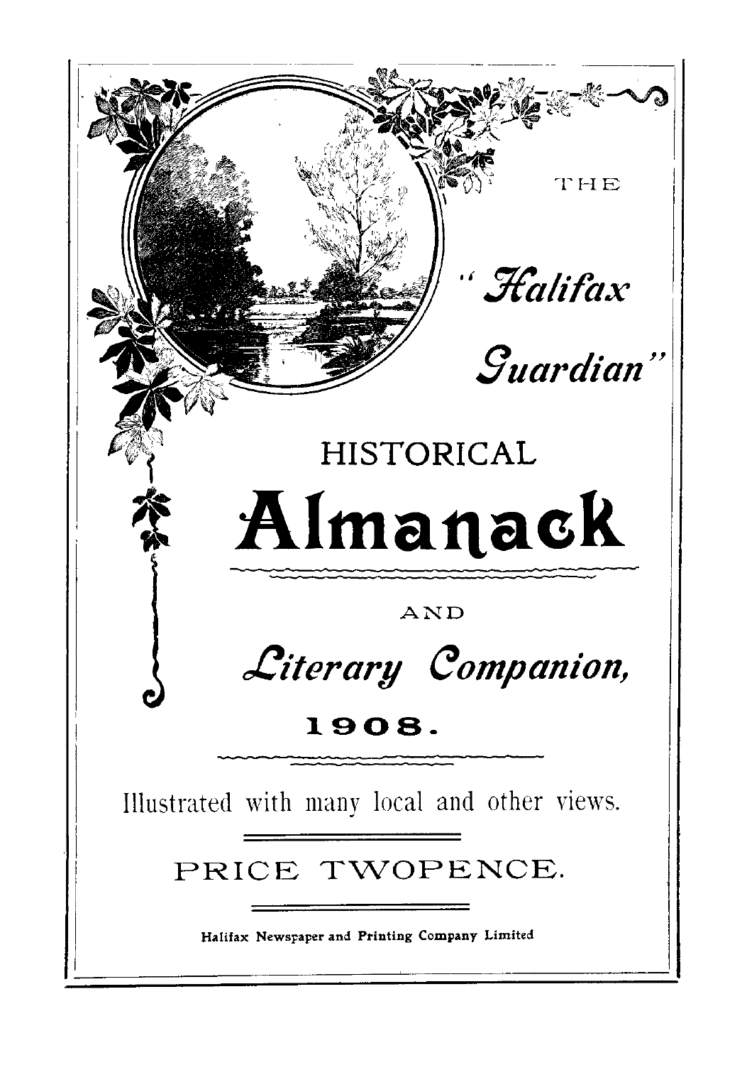THE

# "*Halifax Guardian*"

# HISTORICAL
# Almanack

AND

## *Literary Companion,*

## 1908.

Illustrated with many local and other views.

PRICE TWOPENCE.

**Halifax Newspaper and Printing Company Limited**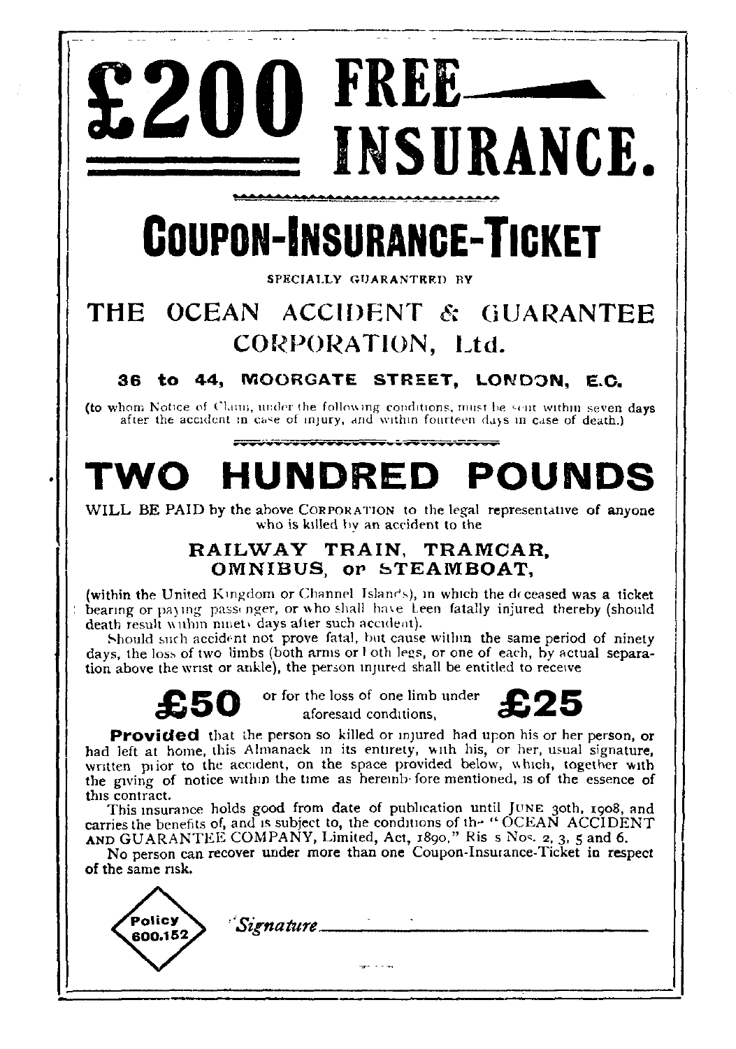# £200 FREE INSURANCE.

## COUPON-INSURANCE-TICKET

SPECIALLY GUARANTEED BY

### THE OCEAN ACCIDENT & GUARANTEE CORPORATION, Ltd.

**36 to 44, MOORGATE STREET, LONDON, E.C.**

(to whom Notice of Claim, under the following conditions, must be sent within seven days after the accident in case of injury, and within fourteen days in case of death.)

## TWO HUNDRED POUNDS

WILL BE PAID by the above CORPORATION to the legal representative of anyone who is killed by an accident to the

### RAILWAY TRAIN, TRAMCAR, OMNIBUS, or STEAMBOAT,

(within the United Kingdom or Channel Islands), in which the deceased was a ticket bearing or paying passenger, or who shall have been fatally injured thereby (should death result within ninety days after such accident).

Should such accident not prove fatal, but cause within the same period of ninety days, the loss of two limbs (both arms or both legs, or one of each, by actual separation above the wrist or ankle), the person injured shall be entitled to receive

**£50** or for the loss of one limb under aforesaid conditions, **£25**

**Provided** that the person so killed or injured had upon his or her person, or had left at home, this Almanack in its entirety, with his, or her, usual signature, written prior to the accident, on the space provided below, which, together with the giving of notice within the time as hereinbefore mentioned, is of the essence of this contract.

This insurance holds good from date of publication until JUNE 30th, 1908, and carries the benefits of, and is subject to, the conditions of the "OCEAN ACCIDENT AND GUARANTEE COMPANY, Limited, Act, 1890," Ris s Nos. 2, 3, 5 and 6.

No person can recover under more than one Coupon-Insurance-Ticket in respect of the same risk.

Policy 600.152

*Signature* \_\_\_\_\_\_\_\_\_\_\_\_\_\_\_\_\_\_\_\_\_\_\_\_\_\_\_\_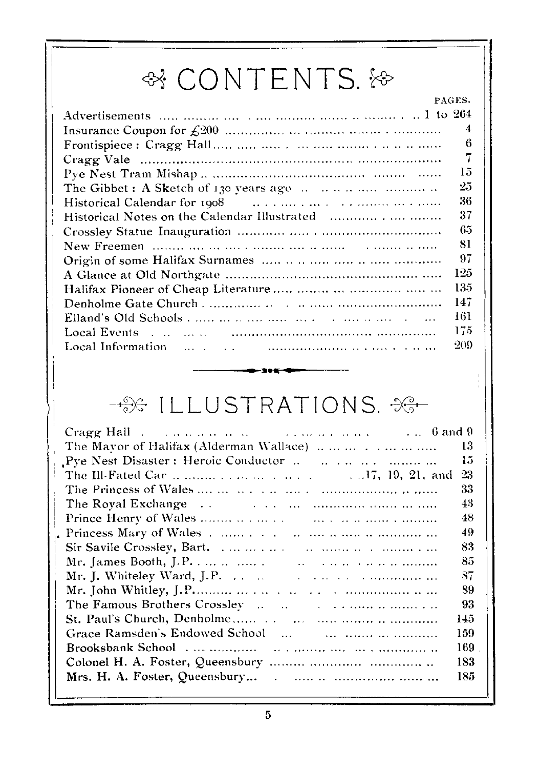# CONTENTS.

| | PAGES. |
|---|---|
| Advertisements | 1 to 264 |
| Insurance Coupon for £200 | 4 |
| Frontispiece : Cragg Hall | 6 |
| Cragg Vale | 7 |
| Pye Nest Tram Mishap | 15 |
| The Gibbet : A Sketch of 130 years ago | 25 |
| Historical Calendar for 1908 | 36 |
| Historical Notes on the Calendar Illustrated | 37 |
| Crossley Statue Inauguration | 65 |
| New Freemen | 81 |
| Origin of some Halifax Surnames | 97 |
| A Glance at Old Northgate | 125 |
| Halifax Pioneer of Cheap Literature | 135 |
| Denholme Gate Church | 147 |
| Elland's Old Schools | 161 |
| Local Events | 175 |
| Local Information | 209 |

# ILLUSTRATIONS.

| | |
|---|---|
| Cragg Hall | 6 and 9 |
| The Mayor of Halifax (Alderman Wallace) | 13 |
| Pye Nest Disaster : Heroic Conductor | 15 |
| The Ill-Fated Car | 17, 19, 21, and 23 |
| The Princess of Wales | 33 |
| The Royal Exchange | 43 |
| Prince Henry of Wales | 48 |
| Princess Mary of Wales | 49 |
| Sir Savile Crossley, Bart. | 83 |
| Mr. James Booth, J.P. | 85 |
| Mr. J. Whiteley Ward, J.P. | 87 |
| Mr. John Whitley, J.P. | 89 |
| The Famous Brothers Crossley | 93 |
| St. Paul's Church, Denholme | 145 |
| Grace Ramsden's Endowed School | 159 |
| Brooksbank School | 169 |
| Colonel H. A. Foster, Queensbury | 183 |
| Mrs. H. A. Foster, Queensbury | 185 |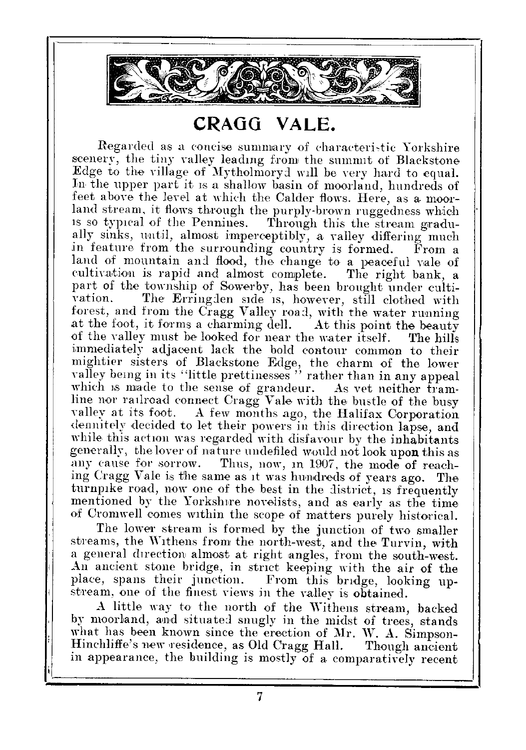# CRAGG VALE.

Regarded as a concise summary of characteristic Yorkshire scenery, the tiny valley leading from the summit of Blackstone Edge to the village of Mytholmroyd will be very hard to equal. In the upper part it is a shallow basin of moorland, hundreds of feet above the level at which the Calder flows. Here, as a moorland stream, it flows through the purply-brown ruggedness which is so typical of the Pennines. Through this the stream gradually sinks, until, almost imperceptibly, a valley differing much in feature from the surrounding country is formed. From a land of mountain and flood, the change to a peaceful vale of cultivation is rapid and almost complete. The right bank, a part of the township of Sowerby, has been brought under cultivation. The Erringden side is, however, still clothed with forest, and from the Cragg Valley road, with the water running at the foot, it forms a charming dell. At this point the beauty of the valley must be looked for near the water itself. The hills immediately adjacent lack the bold contour common to their mightier sisters of Blackstone Edge, the charm of the lower valley being in its "little prettinesses" rather than in any appeal which is made to the sense of grandeur. As yet neither tramline nor railroad connect Cragg Vale with the bustle of the busy valley at its foot. A few months ago, the Halifax Corporation definitely decided to let their powers in this direction lapse, and while this action was regarded with disfavour by the inhabitants generally, the lover of nature undefiled would not look upon this as any cause for sorrow. Thus, now, in 1907, the mode of reaching Cragg Vale is the same as it was hundreds of years ago. The turnpike road, now one of the best in the district, is frequently mentioned by the Yorkshire novelists, and as early as the time of Cromwell comes within the scope of matters purely historical.

The lower stream is formed by the junction of two smaller streams, the Withens from the north-west, and the Turvin, with a general direction almost at right angles, from the south-west. An ancient stone bridge, in strict keeping with the air of the place, spans their junction. From this bridge, looking upstream, one of the finest views in the valley is obtained.

A little way to the north of the Withens stream, backed by moorland, and situated snugly in the midst of trees, stands what has been known since the erection of Mr. W. A. Simpson-Hinchliffe's new residence, as Old Cragg Hall. Though ancient in appearance, the building is mostly of a comparatively recent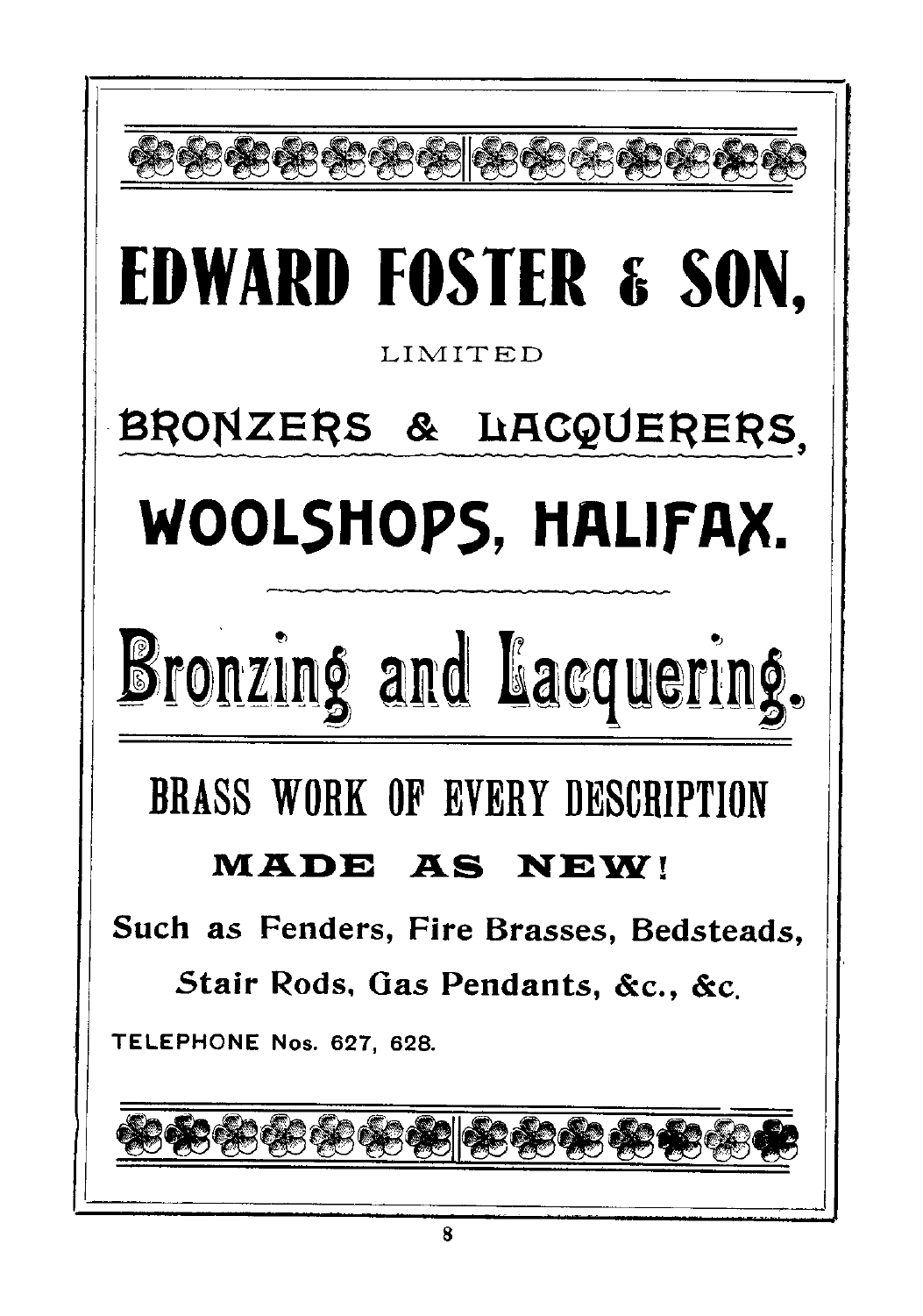# EDWARD FOSTER & SON,

LIMITED

## BRONZERS & LACQUERERS,

## WOOLSHOPS, HALIFAX.

## Bronzing and Lacquering.

### BRASS WORK OF EVERY DESCRIPTION

**MADE AS NEW!**

Such as Fenders, Fire Brasses, Bedsteads,

Stair Rods, Gas Pendants, &c., &c.

TELEPHONE Nos. 627, 628.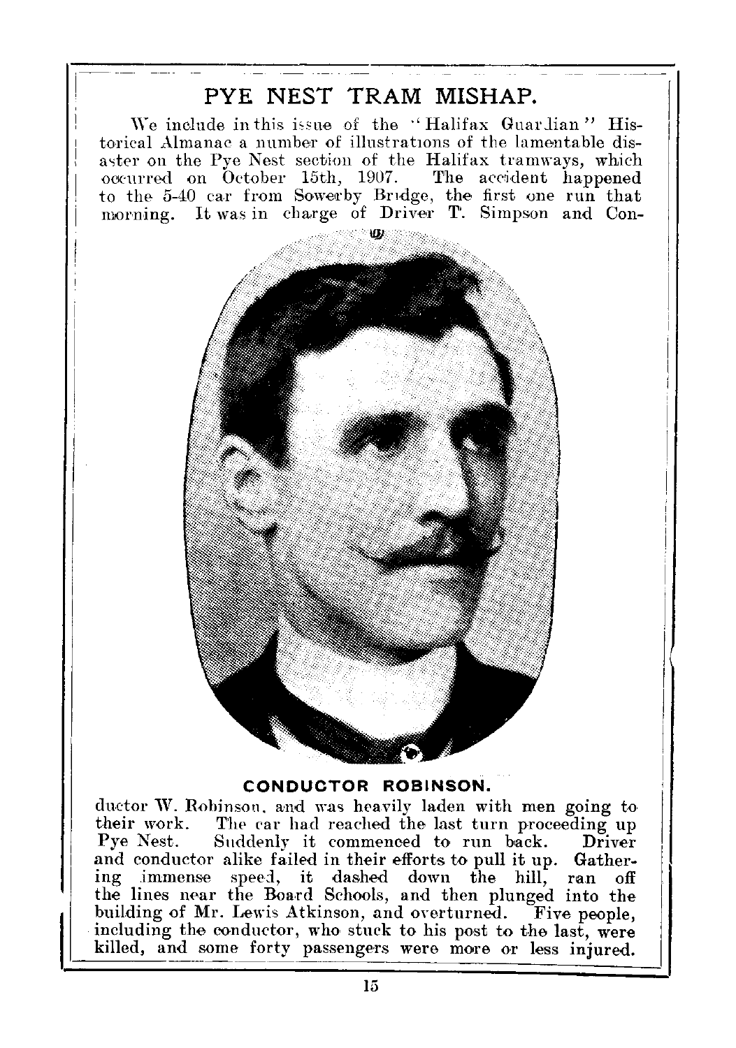# PYE NEST TRAM MISHAP.

We include in this issue of the "Halifax Guardian" Historical Almanac a number of illustrations of the lamentable disaster on the Pye Nest section of the Halifax tramways, which occurred on October 15th, 1907. The accident happened to the 5-40 car from Sowerby Bridge, the first one run that morning. It was in charge of Driver T. Simpson and Conductor W. Robinson, and was heavily laden with men going to their work. The car had reached the last turn proceeding up Pye Nest. Suddenly it commenced to run back. Driver and conductor alike failed in their efforts to pull it up. Gathering immense speed, it dashed down the hill, ran off the lines near the Board Schools, and then plunged into the building of Mr. Lewis Atkinson, and overturned. Five people, including the conductor, who stuck to his post to the last, were killed, and some forty passengers were more or less injured.

**CONDUCTOR ROBINSON.**